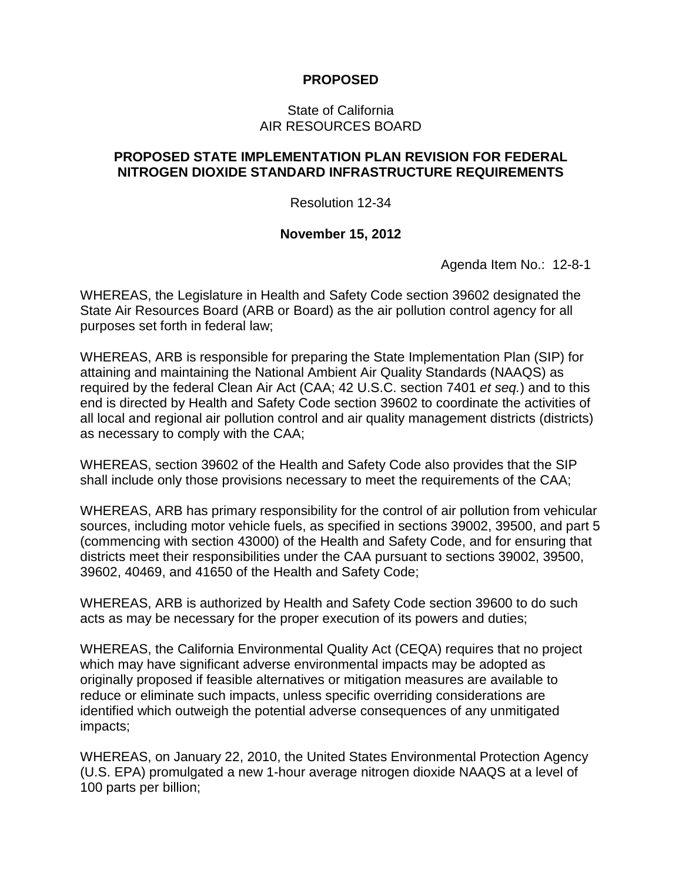**PROPOSED**

State of California
AIR RESOURCES BOARD

**PROPOSED STATE IMPLEMENTATION PLAN REVISION FOR FEDERAL NITROGEN DIOXIDE STANDARD INFRASTRUCTURE REQUIREMENTS**

Resolution 12-34

**November 15, 2012**

Agenda Item No.: 12-8-1

WHEREAS, the Legislature in Health and Safety Code section 39602 designated the State Air Resources Board (ARB or Board) as the air pollution control agency for all purposes set forth in federal law;

WHEREAS, ARB is responsible for preparing the State Implementation Plan (SIP) for attaining and maintaining the National Ambient Air Quality Standards (NAAQS) as required by the federal Clean Air Act (CAA; 42 U.S.C. section 7401 *et seq.*) and to this end is directed by Health and Safety Code section 39602 to coordinate the activities of all local and regional air pollution control and air quality management districts (districts) as necessary to comply with the CAA;

WHEREAS, section 39602 of the Health and Safety Code also provides that the SIP shall include only those provisions necessary to meet the requirements of the CAA;

WHEREAS, ARB has primary responsibility for the control of air pollution from vehicular sources, including motor vehicle fuels, as specified in sections 39002, 39500, and part 5 (commencing with section 43000) of the Health and Safety Code, and for ensuring that districts meet their responsibilities under the CAA pursuant to sections 39002, 39500, 39602, 40469, and 41650 of the Health and Safety Code;

WHEREAS, ARB is authorized by Health and Safety Code section 39600 to do such acts as may be necessary for the proper execution of its powers and duties;

WHEREAS, the California Environmental Quality Act (CEQA) requires that no project which may have significant adverse environmental impacts may be adopted as originally proposed if feasible alternatives or mitigation measures are available to reduce or eliminate such impacts, unless specific overriding considerations are identified which outweigh the potential adverse consequences of any unmitigated impacts;

WHEREAS, on January 22, 2010, the United States Environmental Protection Agency (U.S. EPA) promulgated a new 1-hour average nitrogen dioxide NAAQS at a level of 100 parts per billion;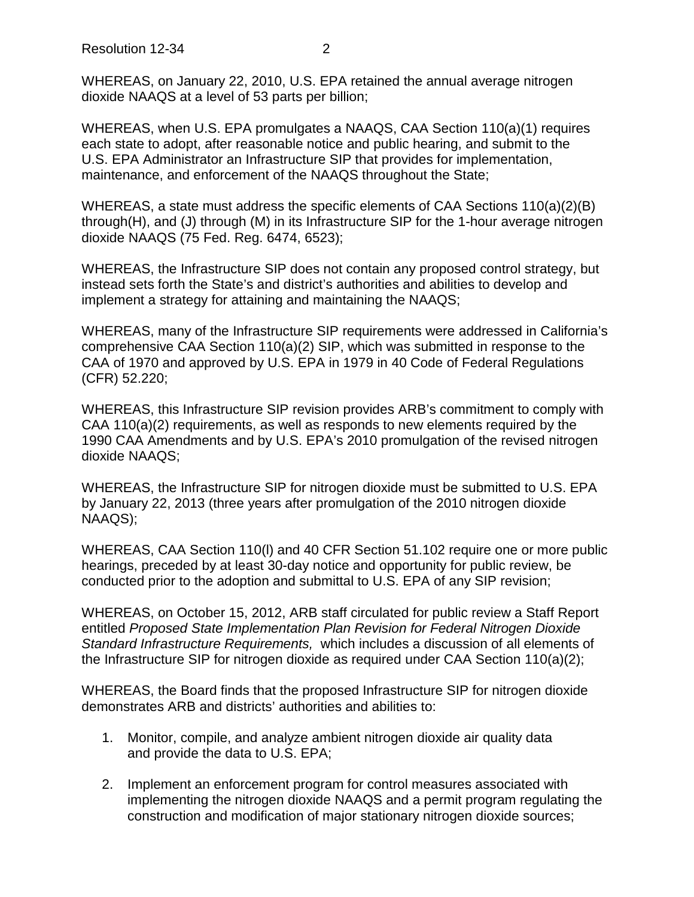WHEREAS, on January 22, 2010, U.S. EPA retained the annual average nitrogen dioxide NAAQS at a level of 53 parts per billion;

WHEREAS, when U.S. EPA promulgates a NAAQS, CAA Section 110(a)(1) requires each state to adopt, after reasonable notice and public hearing, and submit to the U.S. EPA Administrator an Infrastructure SIP that provides for implementation, maintenance, and enforcement of the NAAQS throughout the State;

WHEREAS, a state must address the specific elements of CAA Sections 110(a)(2)(B) through(H), and (J) through (M) in its Infrastructure SIP for the 1-hour average nitrogen dioxide NAAQS (75 Fed. Reg. 6474, 6523);

WHEREAS, the Infrastructure SIP does not contain any proposed control strategy, but instead sets forth the State's and district's authorities and abilities to develop and implement a strategy for attaining and maintaining the NAAQS;

WHEREAS, many of the Infrastructure SIP requirements were addressed in California's comprehensive CAA Section 110(a)(2) SIP, which was submitted in response to the CAA of 1970 and approved by U.S. EPA in 1979 in 40 Code of Federal Regulations (CFR) 52.220;

WHEREAS, this Infrastructure SIP revision provides ARB's commitment to comply with CAA 110(a)(2) requirements, as well as responds to new elements required by the 1990 CAA Amendments and by U.S. EPA's 2010 promulgation of the revised nitrogen dioxide NAAQS;

WHEREAS, the Infrastructure SIP for nitrogen dioxide must be submitted to U.S. EPA by January 22, 2013 (three years after promulgation of the 2010 nitrogen dioxide NAAQS);

WHEREAS, CAA Section 110(l) and 40 CFR Section 51.102 require one or more public hearings, preceded by at least 30-day notice and opportunity for public review, be conducted prior to the adoption and submittal to U.S. EPA of any SIP revision;

WHEREAS, on October 15, 2012, ARB staff circulated for public review a Staff Report entitled *Proposed State Implementation Plan Revision for Federal Nitrogen Dioxide Standard Infrastructure Requirements,* which includes a discussion of all elements of the Infrastructure SIP for nitrogen dioxide as required under CAA Section 110(a)(2);

WHEREAS, the Board finds that the proposed Infrastructure SIP for nitrogen dioxide demonstrates ARB and districts' authorities and abilities to:

1. Monitor, compile, and analyze ambient nitrogen dioxide air quality data and provide the data to U.S. EPA;

2. Implement an enforcement program for control measures associated with implementing the nitrogen dioxide NAAQS and a permit program regulating the construction and modification of major stationary nitrogen dioxide sources;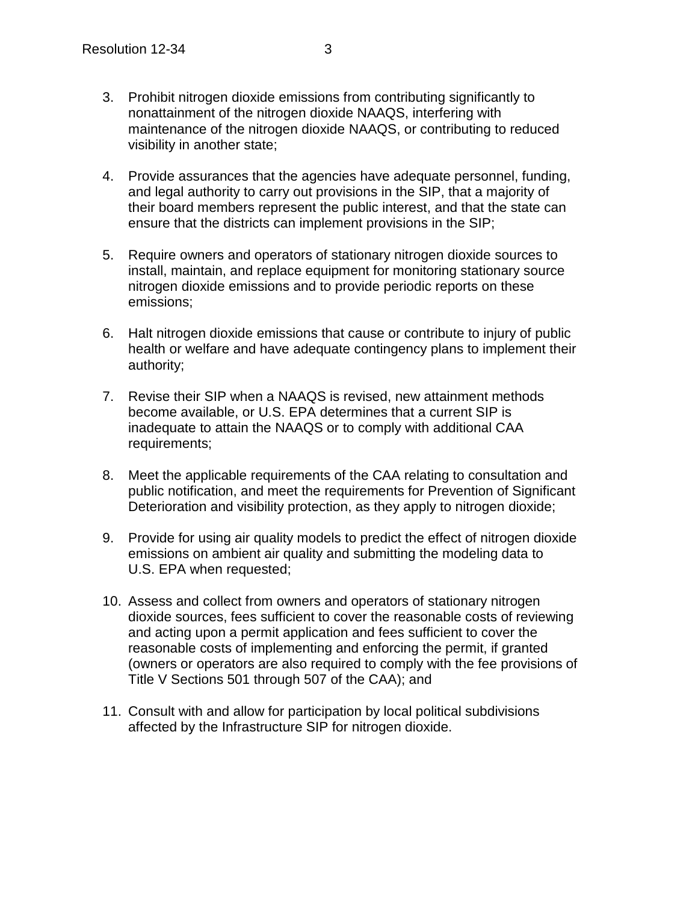3. Prohibit nitrogen dioxide emissions from contributing significantly to nonattainment of the nitrogen dioxide NAAQS, interfering with maintenance of the nitrogen dioxide NAAQS, or contributing to reduced visibility in another state;

4. Provide assurances that the agencies have adequate personnel, funding, and legal authority to carry out provisions in the SIP, that a majority of their board members represent the public interest, and that the state can ensure that the districts can implement provisions in the SIP;

5. Require owners and operators of stationary nitrogen dioxide sources to install, maintain, and replace equipment for monitoring stationary source nitrogen dioxide emissions and to provide periodic reports on these emissions;

6. Halt nitrogen dioxide emissions that cause or contribute to injury of public health or welfare and have adequate contingency plans to implement their authority;

7. Revise their SIP when a NAAQS is revised, new attainment methods become available, or U.S. EPA determines that a current SIP is inadequate to attain the NAAQS or to comply with additional CAA requirements;

8. Meet the applicable requirements of the CAA relating to consultation and public notification, and meet the requirements for Prevention of Significant Deterioration and visibility protection, as they apply to nitrogen dioxide;

9. Provide for using air quality models to predict the effect of nitrogen dioxide emissions on ambient air quality and submitting the modeling data to U.S. EPA when requested;

10. Assess and collect from owners and operators of stationary nitrogen dioxide sources, fees sufficient to cover the reasonable costs of reviewing and acting upon a permit application and fees sufficient to cover the reasonable costs of implementing and enforcing the permit, if granted (owners or operators are also required to comply with the fee provisions of Title V Sections 501 through 507 of the CAA); and

11. Consult with and allow for participation by local political subdivisions affected by the Infrastructure SIP for nitrogen dioxide.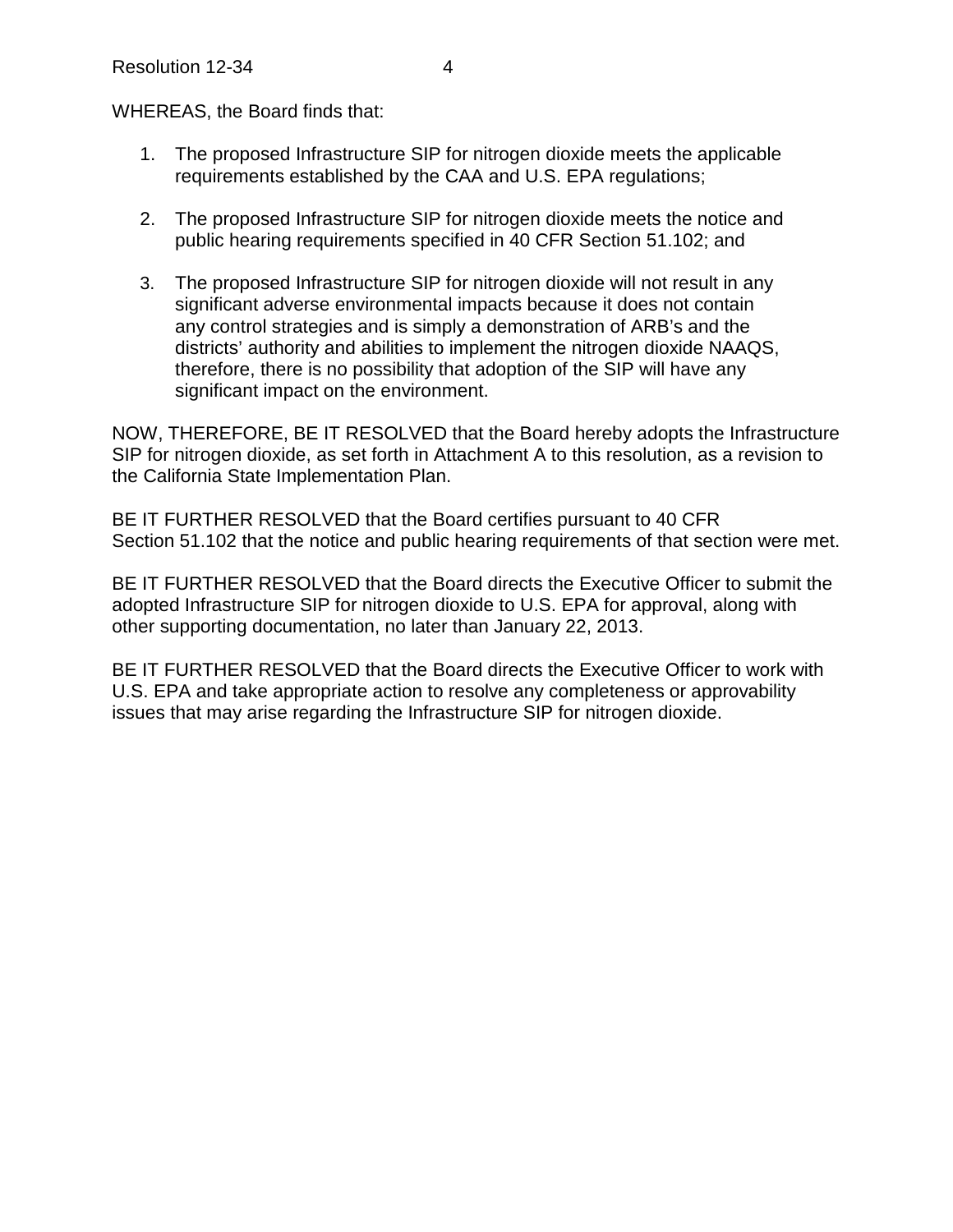WHEREAS, the Board finds that:

1. The proposed Infrastructure SIP for nitrogen dioxide meets the applicable requirements established by the CAA and U.S. EPA regulations;

2. The proposed Infrastructure SIP for nitrogen dioxide meets the notice and public hearing requirements specified in 40 CFR Section 51.102; and

3. The proposed Infrastructure SIP for nitrogen dioxide will not result in any significant adverse environmental impacts because it does not contain any control strategies and is simply a demonstration of ARB's and the districts' authority and abilities to implement the nitrogen dioxide NAAQS, therefore, there is no possibility that adoption of the SIP will have any significant impact on the environment.

NOW, THEREFORE, BE IT RESOLVED that the Board hereby adopts the Infrastructure SIP for nitrogen dioxide, as set forth in Attachment A to this resolution, as a revision to the California State Implementation Plan.

BE IT FURTHER RESOLVED that the Board certifies pursuant to 40 CFR Section 51.102 that the notice and public hearing requirements of that section were met.

BE IT FURTHER RESOLVED that the Board directs the Executive Officer to submit the adopted Infrastructure SIP for nitrogen dioxide to U.S. EPA for approval, along with other supporting documentation, no later than January 22, 2013.

BE IT FURTHER RESOLVED that the Board directs the Executive Officer to work with U.S. EPA and take appropriate action to resolve any completeness or approvability issues that may arise regarding the Infrastructure SIP for nitrogen dioxide.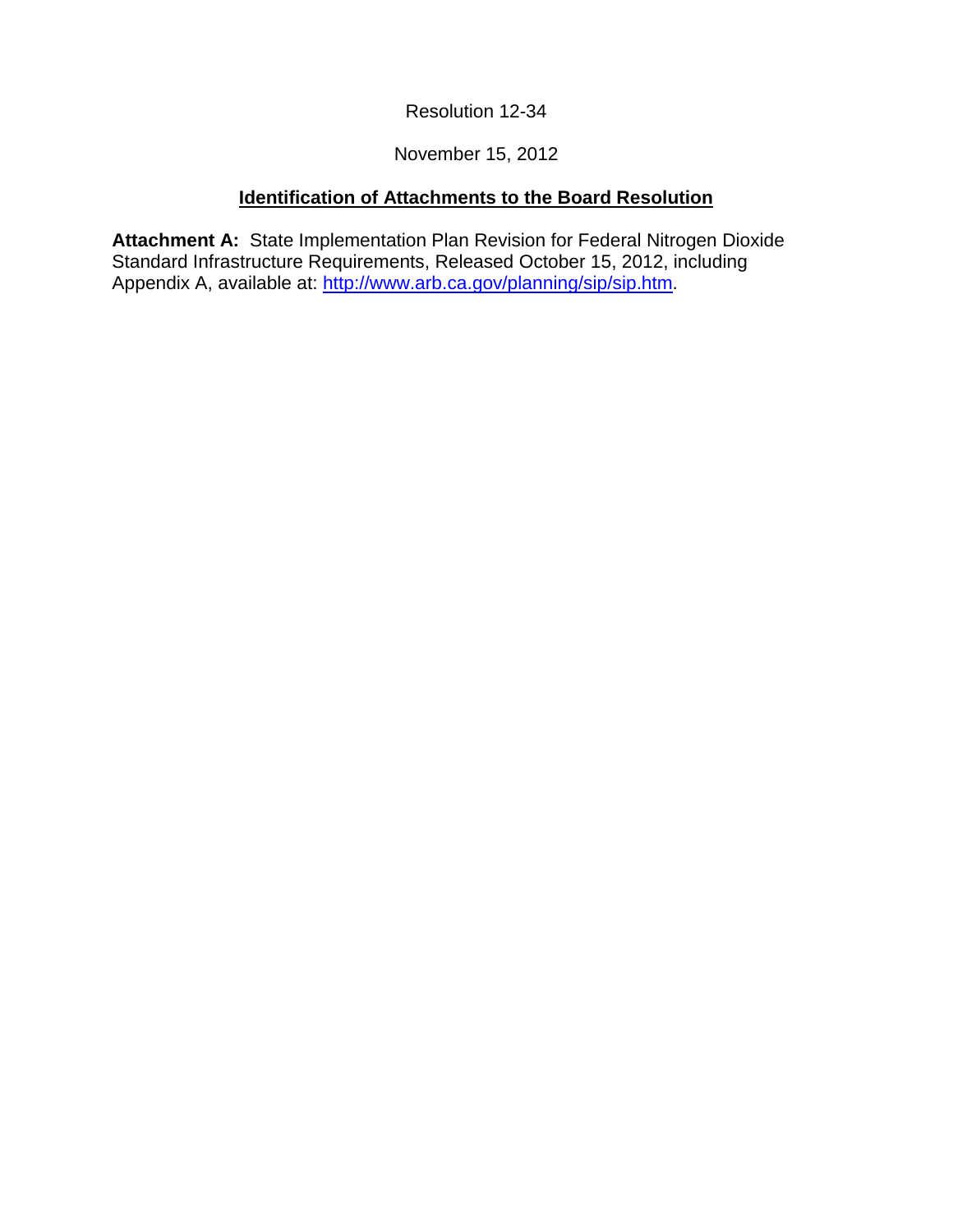Resolution 12-34

November 15, 2012

## Identification of Attachments to the Board Resolution

**Attachment A:** State Implementation Plan Revision for Federal Nitrogen Dioxide Standard Infrastructure Requirements, Released October 15, 2012, including Appendix A, available at: [http://www.arb.ca.gov/planning/sip/sip.htm](http://www.arb.ca.gov/planning/sip/sip.htm).